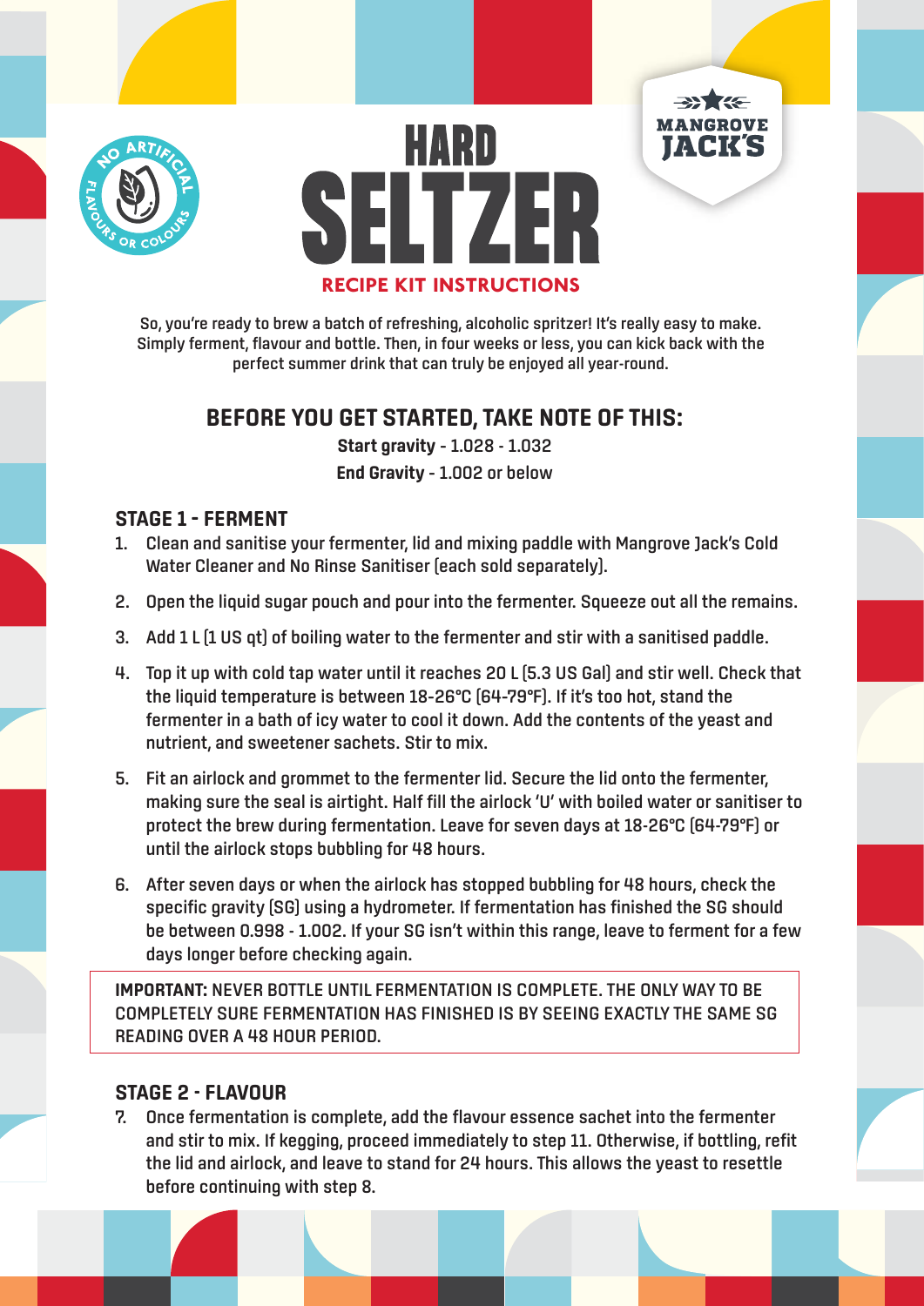# HARD SELTZER

## RECIPE KIT INSTRUCTIONS

So, you're ready to brew a batch of refreshing, alcoholic spritzer! It's really easy to make. Simply ferment, flavour and bottle. Then, in four weeks or less, you can kick back with the perfect summer drink that can truly be enjoyed all year-round.

## BEFORE YOU GET STARTED, TAKE NOTE OF THIS:

**Start gravity** - 1.028 - 1.032

**End Gravity** - 1.002 or below

### STAGE 1 - FERMENT

1. Clean and sanitise your fermenter, lid and mixing paddle with Mangrove Jack's Cold Water Cleaner and No Rinse Sanitiser (each sold separately).
2. Open the liquid sugar pouch and pour into the fermenter. Squeeze out all the remains.
3. Add 1 L (1 US qt) of boiling water to the fermenter and stir with a sanitised paddle.
4. Top it up with cold tap water until it reaches 20 L (5.3 US Gal) and stir well. Check that the liquid temperature is between 18-26°C (64-79°F). If it's too hot, stand the fermenter in a bath of icy water to cool it down. Add the contents of the yeast and nutrient, and sweetener sachets. Stir to mix.
5. Fit an airlock and grommet to the fermenter lid. Secure the lid onto the fermenter, making sure the seal is airtight. Half fill the airlock 'U' with boiled water or sanitiser to protect the brew during fermentation. Leave for seven days at 18-26°C (64-79°F) or until the airlock stops bubbling for 48 hours.
6. After seven days or when the airlock has stopped bubbling for 48 hours, check the specific gravity (SG) using a hydrometer. If fermentation has finished the SG should be between 0.998 - 1.002. If your SG isn't within this range, leave to ferment for a few days longer before checking again.

**IMPORTANT:** NEVER BOTTLE UNTIL FERMENTATION IS COMPLETE. THE ONLY WAY TO BE COMPLETELY SURE FERMENTATION HAS FINISHED IS BY SEEING EXACTLY THE SAME SG READING OVER A 48 HOUR PERIOD.

### STAGE 2 - FLAVOUR

7. Once fermentation is complete, add the flavour essence sachet into the fermenter and stir to mix. If kegging, proceed immediately to step 11. Otherwise, if bottling, refit the lid and airlock, and leave to stand for 24 hours. This allows the yeast to resettle before continuing with step 8.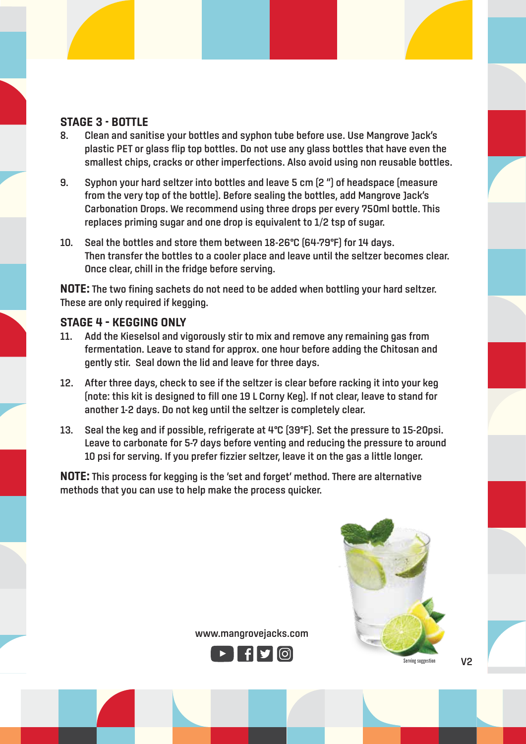## STAGE 3 - BOTTLE

8. Clean and sanitise your bottles and syphon tube before use. Use Mangrove Jack's plastic PET or glass flip top bottles. Do not use any glass bottles that have even the smallest chips, cracks or other imperfections. Also avoid using non reusable bottles.

9. Syphon your hard seltzer into bottles and leave 5 cm (2 ") of headspace (measure from the very top of the bottle). Before sealing the bottles, add Mangrove Jack's Carbonation Drops. We recommend using three drops per every 750ml bottle. This replaces priming sugar and one drop is equivalent to 1/2 tsp of sugar.

10. Seal the bottles and store them between 18-26°C (64-79°F) for 14 days. Then transfer the bottles to a cooler place and leave until the seltzer becomes clear. Once clear, chill in the fridge before serving.

**NOTE:** The two fining sachets do not need to be added when bottling your hard seltzer. These are only required if kegging.

## STAGE 4 - KEGGING ONLY

11. Add the Kieselsol and vigorously stir to mix and remove any remaining gas from fermentation. Leave to stand for approx. one hour before adding the Chitosan and gently stir. Seal down the lid and leave for three days.

12. After three days, check to see if the seltzer is clear before racking it into your keg (note: this kit is designed to fill one 19 L Corny Keg). If not clear, leave to stand for another 1-2 days. Do not keg until the seltzer is completely clear.

13. Seal the keg and if possible, refrigerate at 4°C (39°F). Set the pressure to 15-20psi. Leave to carbonate for 5-7 days before venting and reducing the pressure to around 10 psi for serving. If you prefer fizzier seltzer, leave it on the gas a little longer.

**NOTE:** This process for kegging is the 'set and forget' method. There are alternative methods that you can use to help make the process quicker.

www.mangrovejacks.com

Serving suggestion

V2